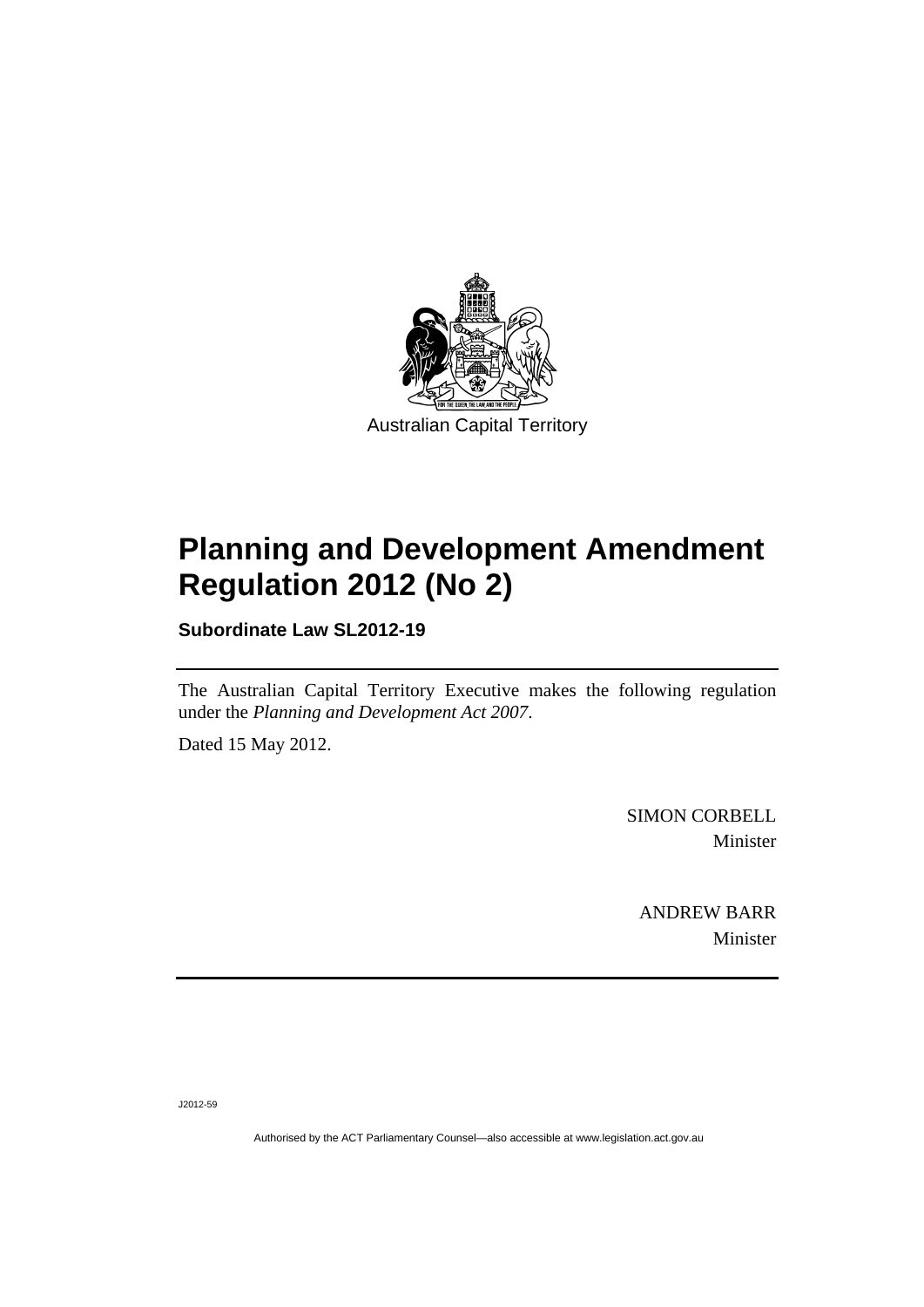Australian Capital Territory

# Planning and Development Amendment Regulation 2012 (No 2)

**Subordinate Law SL2012-19**

The Australian Capital Territory Executive makes the following regulation under the *Planning and Development Act 2007*.

Dated 15 May 2012.

SIMON CORBELL
Minister

ANDREW BARR
Minister

J2012-59

Authorised by the ACT Parliamentary Counsel—also accessible at www.legislation.act.gov.au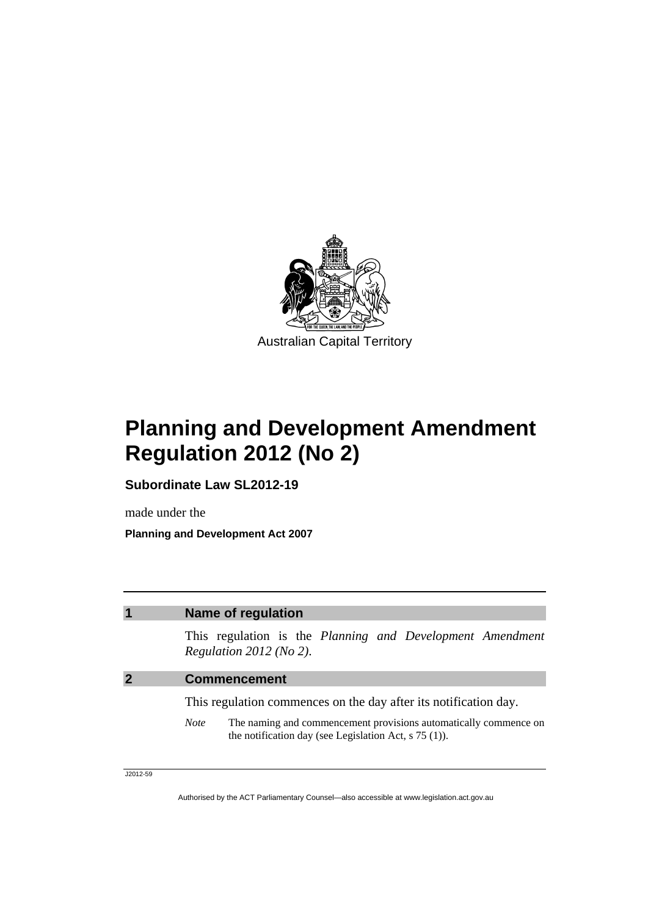Australian Capital Territory

# Planning and Development Amendment Regulation 2012 (No 2)

**Subordinate Law SL2012-19**

made under the

**Planning and Development Act 2007**

## 1 Name of regulation

This regulation is the *Planning and Development Amendment Regulation 2012 (No 2)*.

## 2 Commencement

This regulation commences on the day after its notification day.

*Note* The naming and commencement provisions automatically commence on the notification day (see Legislation Act, s 75 (1)).

J2012-59

Authorised by the ACT Parliamentary Counsel—also accessible at www.legislation.act.gov.au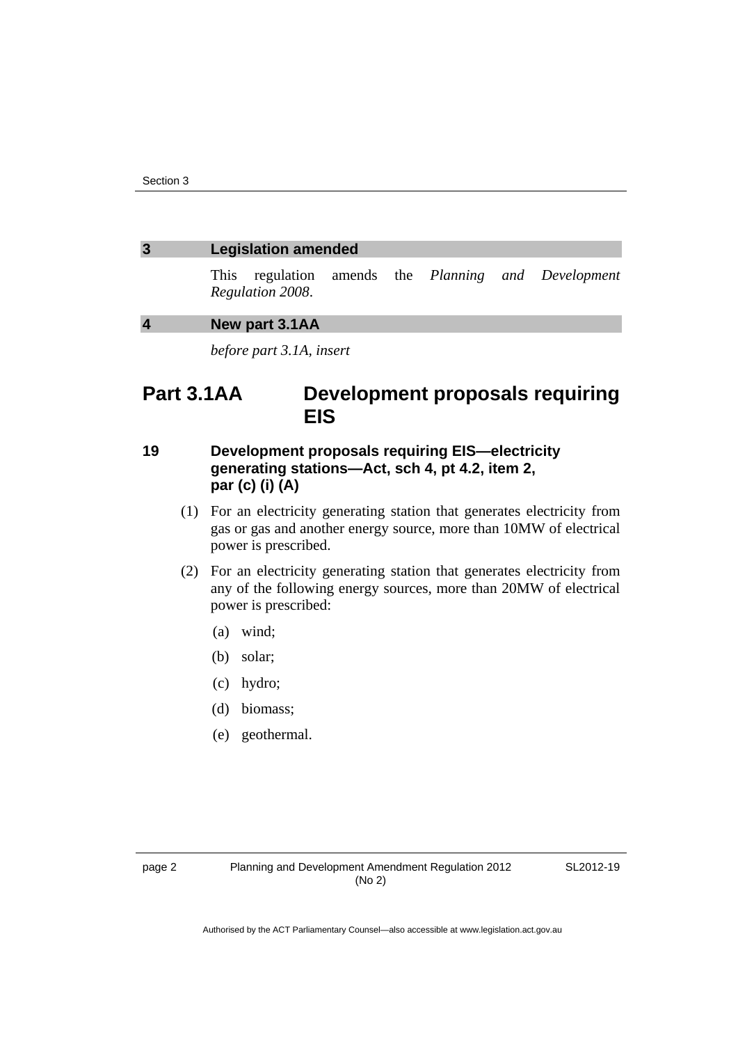## 3 Legislation amended

This regulation amends the *Planning and Development Regulation 2008*.

## 4 New part 3.1AA

*before part 3.1A, insert*

# Part 3.1AA Development proposals requiring EIS

### 19 Development proposals requiring EIS—electricity generating stations—Act, sch 4, pt 4.2, item 2, par (c) (i) (A)

(1) For an electricity generating station that generates electricity from gas or gas and another energy source, more than 10MW of electrical power is prescribed.

(2) For an electricity generating station that generates electricity from any of the following energy sources, more than 20MW of electrical power is prescribed:

(a) wind;

(b) solar;

(c) hydro;

(d) biomass;

(e) geothermal.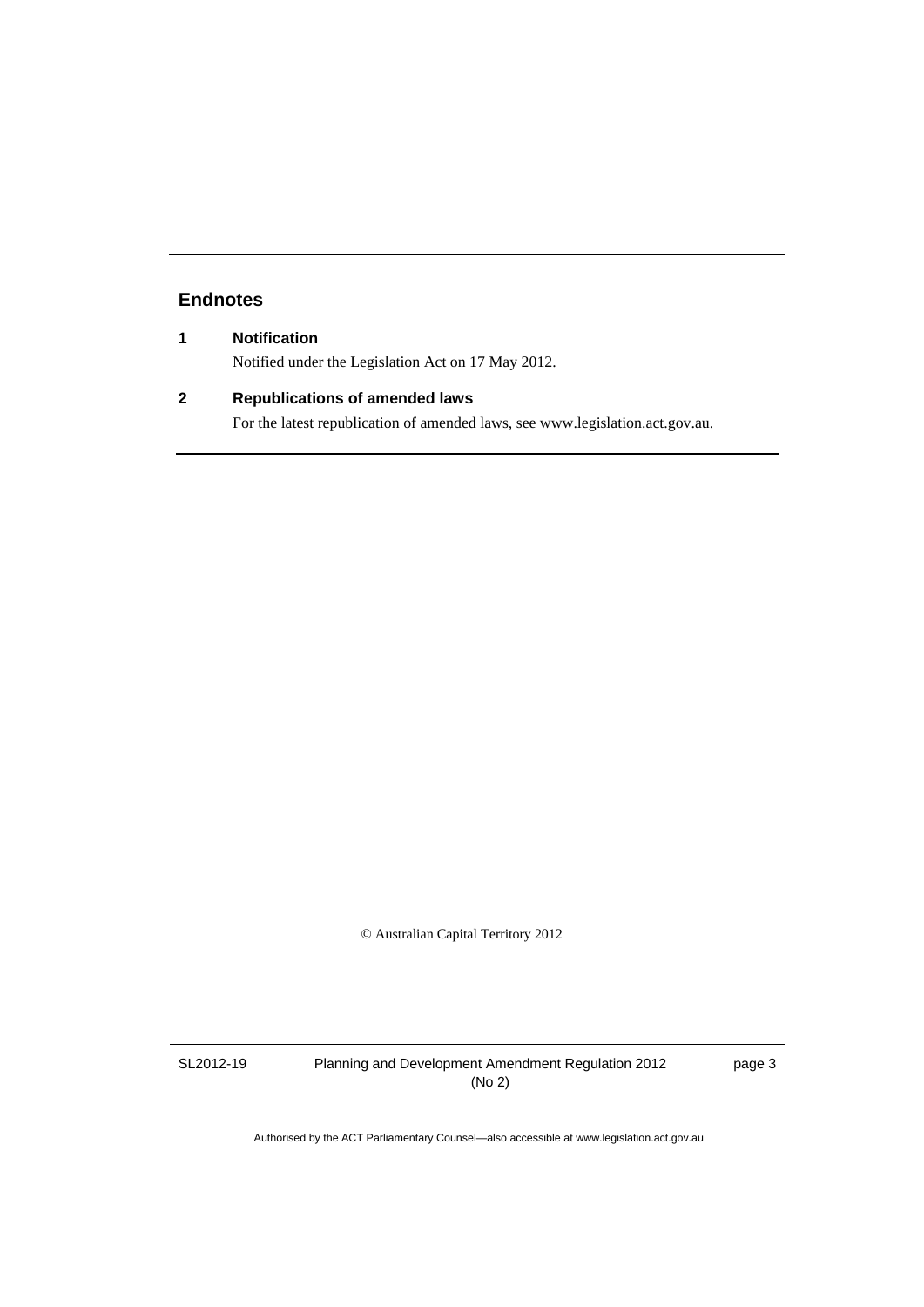## Endnotes

**1 Notification**

Notified under the Legislation Act on 17 May 2012.

**2 Republications of amended laws**

For the latest republication of amended laws, see www.legislation.act.gov.au.

© Australian Capital Territory 2012